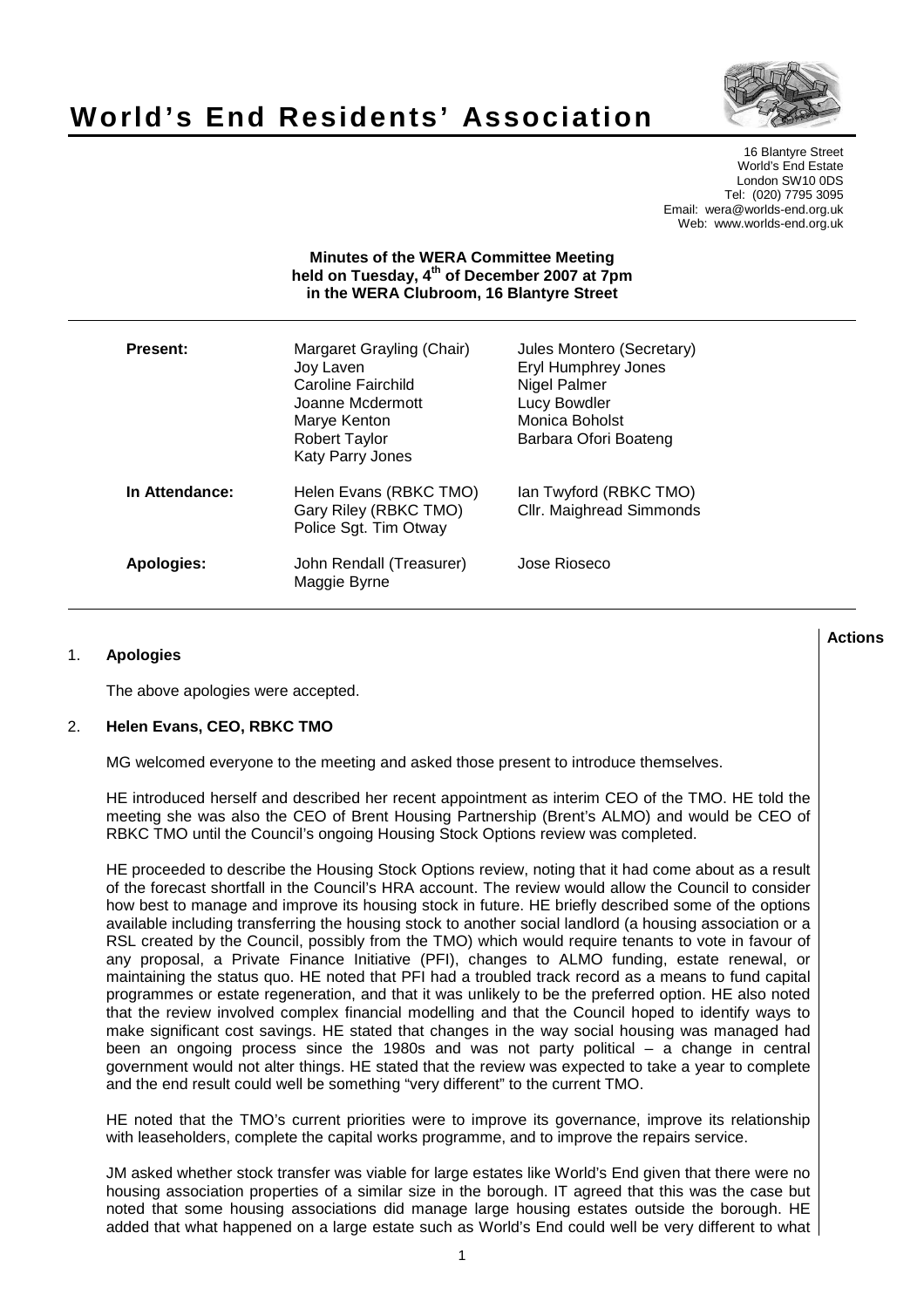# World's End Residents' Association

16 Blantyre Street
World's End Estate
London SW10 0DS
Tel: (020) 7795 3095
Email: wera@worlds-end.org.uk
Web: www.worlds-end.org.uk

**Minutes of the WERA Committee Meeting held on Tuesday, 4th of December 2007 at 7pm in the WERA Clubroom, 16 Blantyre Street**

| | | |
|---|---|---|
| **Present:** | Margaret Grayling (Chair) | Jules Montero (Secretary) |
| | Joy Laven | Eryl Humphrey Jones |
| | Caroline Fairchild | Nigel Palmer |
| | Joanne Mcdermott | Lucy Bowdler |
| | Marye Kenton | Monica Boholst |
| | Robert Taylor | Barbara Ofori Boateng |
| | Katy Parry Jones | |
| **In Attendance:** | Helen Evans (RBKC TMO) | Ian Twyford (RBKC TMO) |
| | Gary Riley (RBKC TMO) | Cllr. Maighread Simmonds |
| | Police Sgt. Tim Otway | |
| **Apologies:** | John Rendall (Treasurer) | Jose Rioseco |
| | Maggie Byrne | |

**Actions**

1. **Apologies**

   The above apologies were accepted.

2. **Helen Evans, CEO, RBKC TMO**

   MG welcomed everyone to the meeting and asked those present to introduce themselves.

   HE introduced herself and described her recent appointment as interim CEO of the TMO. HE told the meeting she was also the CEO of Brent Housing Partnership (Brent's ALMO) and would be CEO of RBKC TMO until the Council's ongoing Housing Stock Options review was completed.

   HE proceeded to describe the Housing Stock Options review, noting that it had come about as a result of the forecast shortfall in the Council's HRA account. The review would allow the Council to consider how best to manage and improve its housing stock in future. HE briefly described some of the options available including transferring the housing stock to another social landlord (a housing association or a RSL created by the Council, possibly from the TMO) which would require tenants to vote in favour of any proposal, a Private Finance Initiative (PFI), changes to ALMO funding, estate renewal, or maintaining the status quo. HE noted that PFI had a troubled track record as a means to fund capital programmes or estate regeneration, and that it was unlikely to be the preferred option. HE also noted that the review involved complex financial modelling and that the Council hoped to identify ways to make significant cost savings. HE stated that changes in the way social housing was managed had been an ongoing process since the 1980s and was not party political – a change in central government would not alter things. HE stated that the review was expected to take a year to complete and the end result could well be something "very different" to the current TMO.

   HE noted that the TMO's current priorities were to improve its governance, improve its relationship with leaseholders, complete the capital works programme, and to improve the repairs service.

   JM asked whether stock transfer was viable for large estates like World's End given that there were no housing association properties of a similar size in the borough. IT agreed that this was the case but noted that some housing associations did manage large housing estates outside the borough. HE added that what happened on a large estate such as World's End could well be very different to what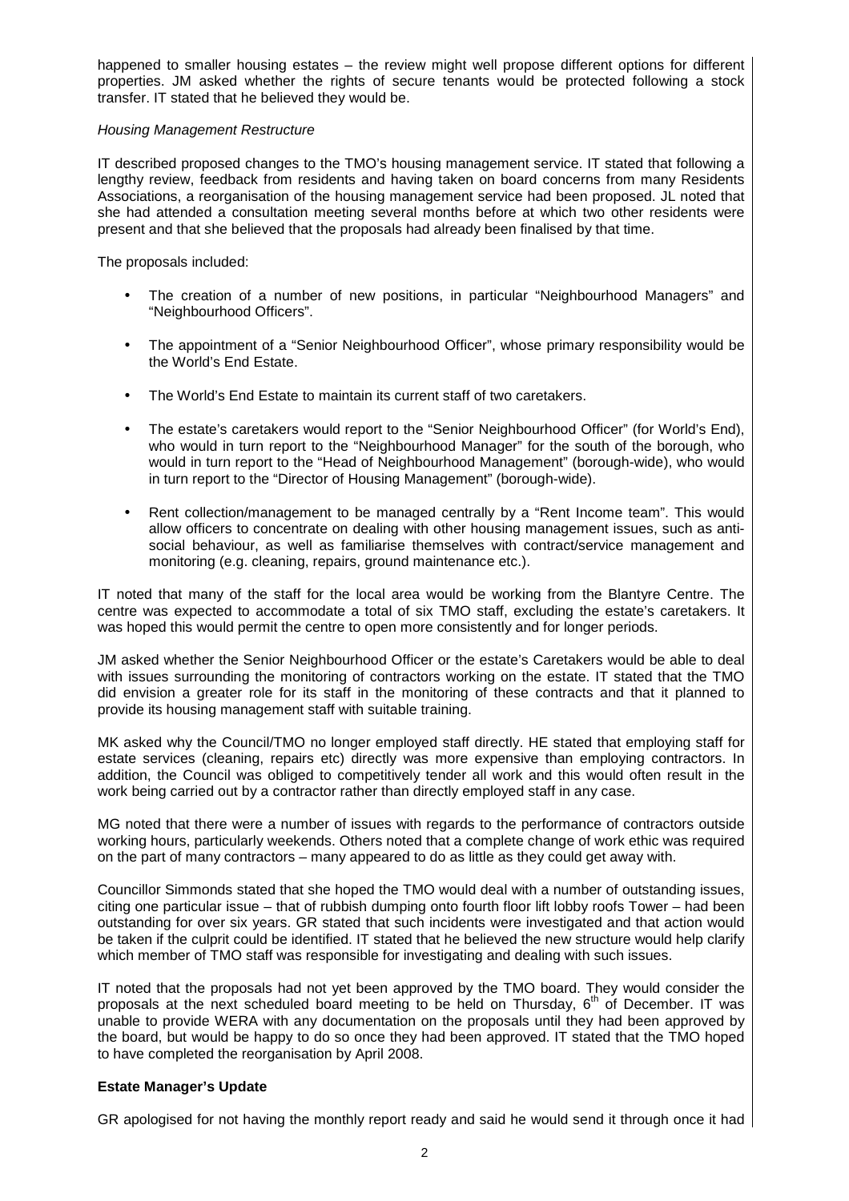happened to smaller housing estates – the review might well propose different options for different properties. JM asked whether the rights of secure tenants would be protected following a stock transfer. IT stated that he believed they would be.

*Housing Management Restructure*

IT described proposed changes to the TMO's housing management service. IT stated that following a lengthy review, feedback from residents and having taken on board concerns from many Residents Associations, a reorganisation of the housing management service had been proposed. JL noted that she had attended a consultation meeting several months before at which two other residents were present and that she believed that the proposals had already been finalised by that time.

The proposals included:

- The creation of a number of new positions, in particular "Neighbourhood Managers" and "Neighbourhood Officers".
- The appointment of a "Senior Neighbourhood Officer", whose primary responsibility would be the World's End Estate.
- The World's End Estate to maintain its current staff of two caretakers.
- The estate's caretakers would report to the "Senior Neighbourhood Officer" (for World's End), who would in turn report to the "Neighbourhood Manager" for the south of the borough, who would in turn report to the "Head of Neighbourhood Management" (borough-wide), who would in turn report to the "Director of Housing Management" (borough-wide).
- Rent collection/management to be managed centrally by a "Rent Income team". This would allow officers to concentrate on dealing with other housing management issues, such as anti-social behaviour, as well as familiarise themselves with contract/service management and monitoring (e.g. cleaning, repairs, ground maintenance etc.).

IT noted that many of the staff for the local area would be working from the Blantyre Centre. The centre was expected to accommodate a total of six TMO staff, excluding the estate's caretakers. It was hoped this would permit the centre to open more consistently and for longer periods.

JM asked whether the Senior Neighbourhood Officer or the estate's Caretakers would be able to deal with issues surrounding the monitoring of contractors working on the estate. IT stated that the TMO did envision a greater role for its staff in the monitoring of these contracts and that it planned to provide its housing management staff with suitable training.

MK asked why the Council/TMO no longer employed staff directly. HE stated that employing staff for estate services (cleaning, repairs etc) directly was more expensive than employing contractors. In addition, the Council was obliged to competitively tender all work and this would often result in the work being carried out by a contractor rather than directly employed staff in any case.

MG noted that there were a number of issues with regards to the performance of contractors outside working hours, particularly weekends. Others noted that a complete change of work ethic was required on the part of many contractors – many appeared to do as little as they could get away with.

Councillor Simmonds stated that she hoped the TMO would deal with a number of outstanding issues, citing one particular issue – that of rubbish dumping onto fourth floor lift lobby roofs Tower – had been outstanding for over six years. GR stated that such incidents were investigated and that action would be taken if the culprit could be identified. IT stated that he believed the new structure would help clarify which member of TMO staff was responsible for investigating and dealing with such issues.

IT noted that the proposals had not yet been approved by the TMO board. They would consider the proposals at the next scheduled board meeting to be held on Thursday, 6th of December. IT was unable to provide WERA with any documentation on the proposals until they had been approved by the board, but would be happy to do so once they had been approved. IT stated that the TMO hoped to have completed the reorganisation by April 2008.

**Estate Manager's Update**

GR apologised for not having the monthly report ready and said he would send it through once it had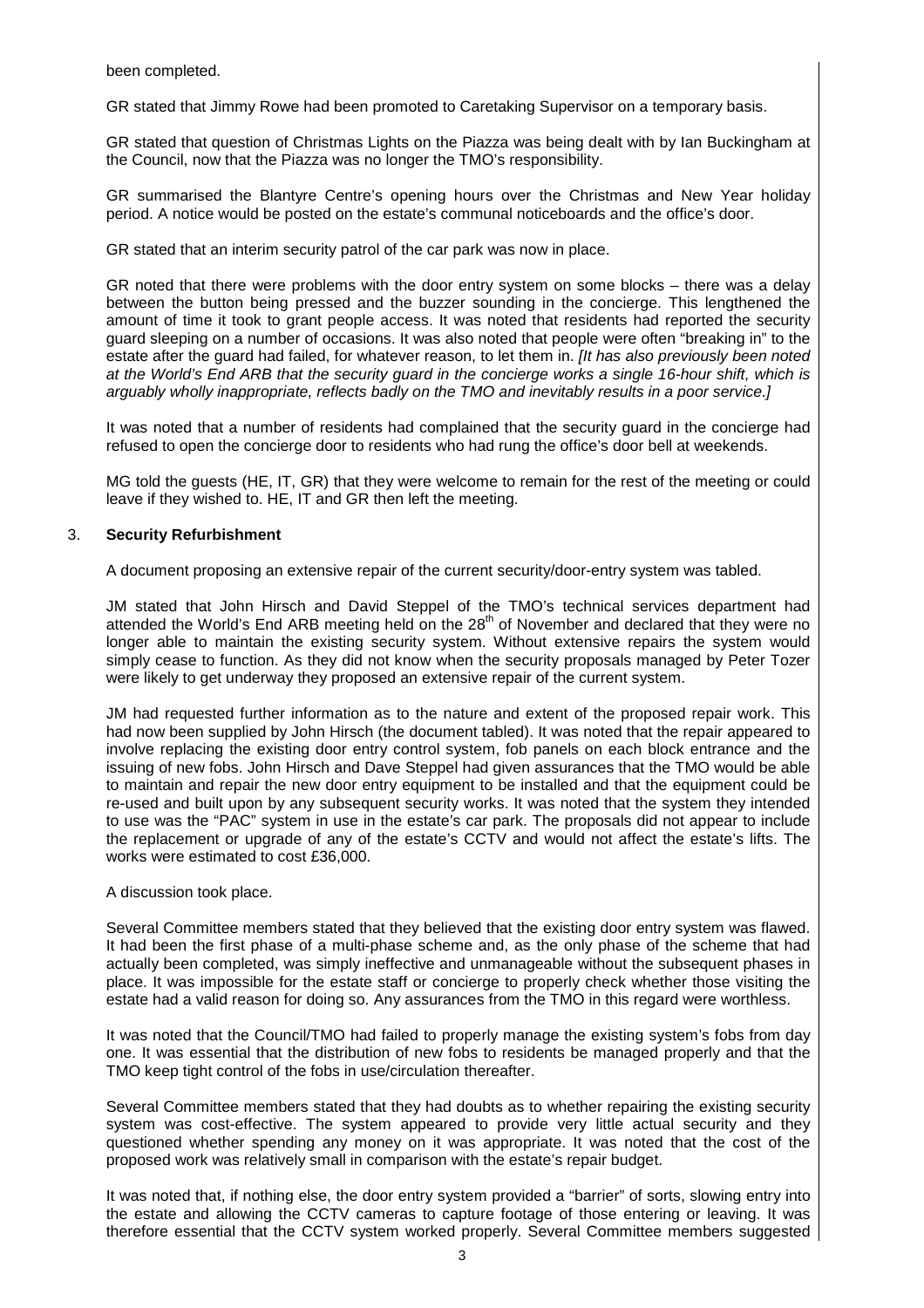been completed.

GR stated that Jimmy Rowe had been promoted to Caretaking Supervisor on a temporary basis.

GR stated that question of Christmas Lights on the Piazza was being dealt with by Ian Buckingham at the Council, now that the Piazza was no longer the TMO's responsibility.

GR summarised the Blantyre Centre's opening hours over the Christmas and New Year holiday period. A notice would be posted on the estate's communal noticeboards and the office's door.

GR stated that an interim security patrol of the car park was now in place.

GR noted that there were problems with the door entry system on some blocks – there was a delay between the button being pressed and the buzzer sounding in the concierge. This lengthened the amount of time it took to grant people access. It was noted that residents had reported the security guard sleeping on a number of occasions. It was also noted that people were often "breaking in" to the estate after the guard had failed, for whatever reason, to let them in. *[It has also previously been noted at the World's End ARB that the security guard in the concierge works a single 16-hour shift, which is arguably wholly inappropriate, reflects badly on the TMO and inevitably results in a poor service.]*

It was noted that a number of residents had complained that the security guard in the concierge had refused to open the concierge door to residents who had rung the office's door bell at weekends.

MG told the guests (HE, IT, GR) that they were welcome to remain for the rest of the meeting or could leave if they wished to. HE, IT and GR then left the meeting.

3. **Security Refurbishment**

A document proposing an extensive repair of the current security/door-entry system was tabled.

JM stated that John Hirsch and David Steppel of the TMO's technical services department had attended the World's End ARB meeting held on the 28th of November and declared that they were no longer able to maintain the existing security system. Without extensive repairs the system would simply cease to function. As they did not know when the security proposals managed by Peter Tozer were likely to get underway they proposed an extensive repair of the current system.

JM had requested further information as to the nature and extent of the proposed repair work. This had now been supplied by John Hirsch (the document tabled). It was noted that the repair appeared to involve replacing the existing door entry control system, fob panels on each block entrance and the issuing of new fobs. John Hirsch and Dave Steppel had given assurances that the TMO would be able to maintain and repair the new door entry equipment to be installed and that the equipment could be re-used and built upon by any subsequent security works. It was noted that the system they intended to use was the "PAC" system in use in the estate's car park. The proposals did not appear to include the replacement or upgrade of any of the estate's CCTV and would not affect the estate's lifts. The works were estimated to cost £36,000.

A discussion took place.

Several Committee members stated that they believed that the existing door entry system was flawed. It had been the first phase of a multi-phase scheme and, as the only phase of the scheme that had actually been completed, was simply ineffective and unmanageable without the subsequent phases in place. It was impossible for the estate staff or concierge to properly check whether those visiting the estate had a valid reason for doing so. Any assurances from the TMO in this regard were worthless.

It was noted that the Council/TMO had failed to properly manage the existing system's fobs from day one. It was essential that the distribution of new fobs to residents be managed properly and that the TMO keep tight control of the fobs in use/circulation thereafter.

Several Committee members stated that they had doubts as to whether repairing the existing security system was cost-effective. The system appeared to provide very little actual security and they questioned whether spending any money on it was appropriate. It was noted that the cost of the proposed work was relatively small in comparison with the estate's repair budget.

It was noted that, if nothing else, the door entry system provided a "barrier" of sorts, slowing entry into the estate and allowing the CCTV cameras to capture footage of those entering or leaving. It was therefore essential that the CCTV system worked properly. Several Committee members suggested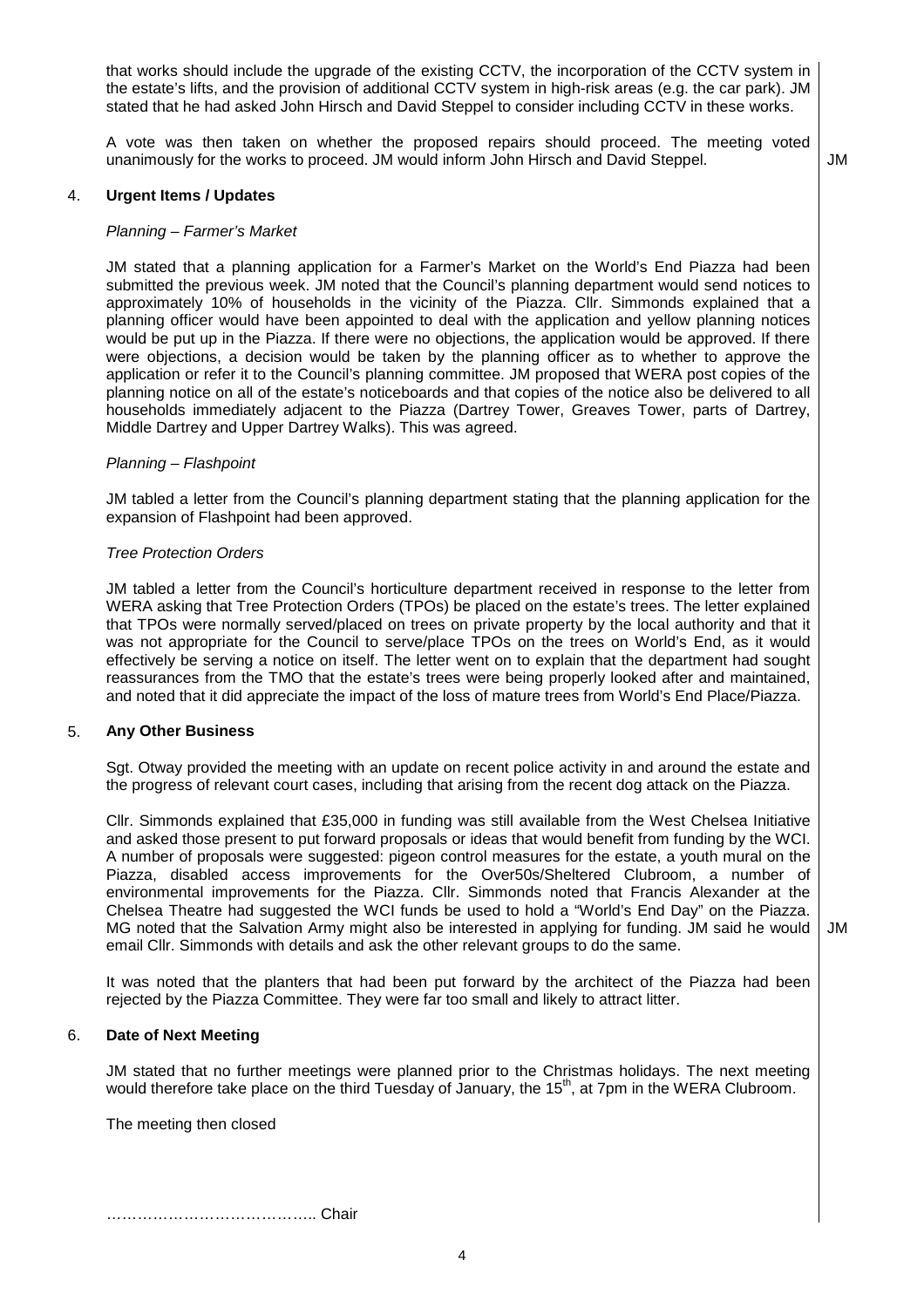that works should include the upgrade of the existing CCTV, the incorporation of the CCTV system in the estate's lifts, and the provision of additional CCTV system in high-risk areas (e.g. the car park). JM stated that he had asked John Hirsch and David Steppel to consider including CCTV in these works.

A vote was then taken on whether the proposed repairs should proceed. The meeting voted unanimously for the works to proceed. JM would inform John Hirsch and David Steppel. **JM**

## 4. Urgent Items / Updates

*Planning – Farmer's Market*

JM stated that a planning application for a Farmer's Market on the World's End Piazza had been submitted the previous week. JM noted that the Council's planning department would send notices to approximately 10% of households in the vicinity of the Piazza. Cllr. Simmonds explained that a planning officer would have been appointed to deal with the application and yellow planning notices would be put up in the Piazza. If there were no objections, the application would be approved. If there were objections, a decision would be taken by the planning officer as to whether to approve the application or refer it to the Council's planning committee. JM proposed that WERA post copies of the planning notice on all of the estate's noticeboards and that copies of the notice also be delivered to all households immediately adjacent to the Piazza (Dartrey Tower, Greaves Tower, parts of Dartrey, Middle Dartrey and Upper Dartrey Walks). This was agreed.

*Planning – Flashpoint*

JM tabled a letter from the Council's planning department stating that the planning application for the expansion of Flashpoint had been approved.

*Tree Protection Orders*

JM tabled a letter from the Council's horticulture department received in response to the letter from WERA asking that Tree Protection Orders (TPOs) be placed on the estate's trees. The letter explained that TPOs were normally served/placed on trees on private property by the local authority and that it was not appropriate for the Council to serve/place TPOs on the trees on World's End, as it would effectively be serving a notice on itself. The letter went on to explain that the department had sought reassurances from the TMO that the estate's trees were being properly looked after and maintained, and noted that it did appreciate the impact of the loss of mature trees from World's End Place/Piazza.

## 5. Any Other Business

Sgt. Otway provided the meeting with an update on recent police activity in and around the estate and the progress of relevant court cases, including that arising from the recent dog attack on the Piazza.

Cllr. Simmonds explained that £35,000 in funding was still available from the West Chelsea Initiative and asked those present to put forward proposals or ideas that would benefit from funding by the WCI. A number of proposals were suggested: pigeon control measures for the estate, a youth mural on the Piazza, disabled access improvements for the Over50s/Sheltered Clubroom, a number of environmental improvements for the Piazza. Cllr. Simmonds noted that Francis Alexander at the Chelsea Theatre had suggested the WCI funds be used to hold a "World's End Day" on the Piazza. MG noted that the Salvation Army might also be interested in applying for funding. JM said he would email Cllr. Simmonds with details and ask the other relevant groups to do the same. **JM**

It was noted that the planters that had been put forward by the architect of the Piazza had been rejected by the Piazza Committee. They were far too small and likely to attract litter.

## 6. Date of Next Meeting

JM stated that no further meetings were planned prior to the Christmas holidays. The next meeting would therefore take place on the third Tuesday of January, the 15th, at 7pm in the WERA Clubroom.

The meeting then closed

………………………………….. Chair